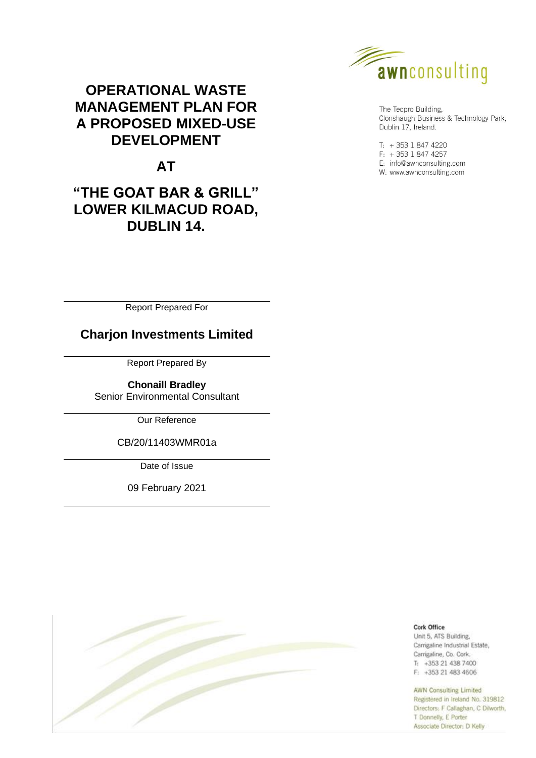# OPERATIONAL WASTE MANAGEMENT PLAN FOR A PROPOSED MIXED-USE DEVELOPMENT

# AT

# "THE GOAT BAR & GRILL" LOWER KILMACUD ROAD, DUBLIN 14.

awnconsulting

The Tecpro Building,
Clonshaugh Business & Technology Park,
Dublin 17, Ireland.

T: + 353 1 847 4220
F: + 353 1 847 4257
E: info@awnconsulting.com
W: www.awnconsulting.com

---

Report Prepared For

**Charjon Investments Limited**

---

Report Prepared By

**Chonaill Bradley**
Senior Environmental Consultant

---

Our Reference

CB/20/11403WMR01a

---

Date of Issue

09 February 2021

---

**Cork Office**
Unit 5, ATS Building,
Carrigaline Industrial Estate,
Carrigaline, Co. Cork.
T: +353 21 438 7400
F: +353 21 483 4606

AWN Consulting Limited
Registered in Ireland No. 319812
Directors: F Callaghan, C Dilworth,
T Donnelly, E Porter
Associate Director: D Kelly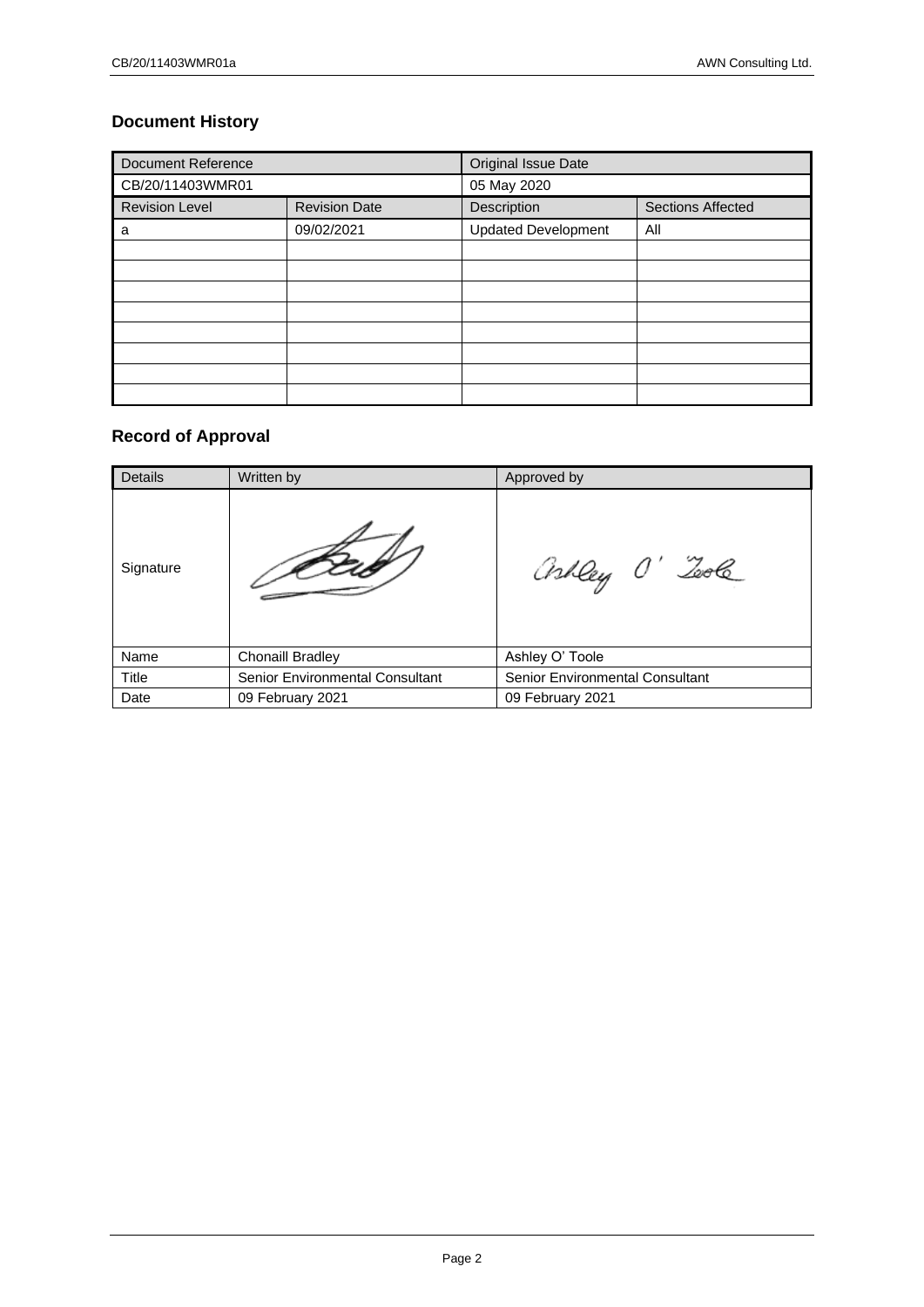## Document History

| Document Reference | | Original Issue Date | |
|---|---|---|---|
| CB/20/11403WMR01 | | 05 May 2020 | |
| Revision Level | Revision Date | Description | Sections Affected |
| a | 09/02/2021 | Updated Development | All |
| | | | |
| | | | |
| | | | |
| | | | |
| | | | |
| | | | |
| | | | |
| | | | |

## Record of Approval

| Details | Written by | Approved by |
|---|---|---|
| Signature | | |
| Name | Chonaill Bradley | Ashley O' Toole |
| Title | Senior Environmental Consultant | Senior Environmental Consultant |
| Date | 09 February 2021 | 09 February 2021 |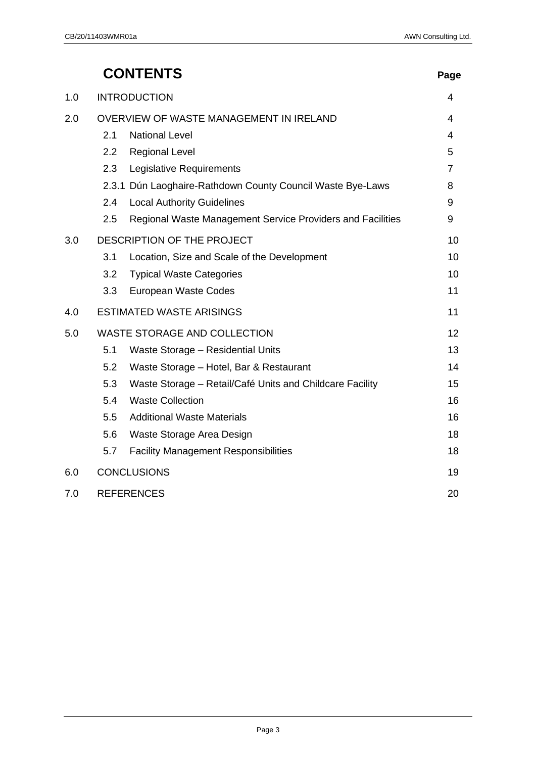# CONTENTS

| | | Page |
|---|---|---|
| 1.0 | INTRODUCTION | 4 |
| 2.0 | OVERVIEW OF WASTE MANAGEMENT IN IRELAND | 4 |
| | 2.1 National Level | 4 |
| | 2.2 Regional Level | 5 |
| | 2.3 Legislative Requirements | 7 |
| | 2.3.1 Dún Laoghaire-Rathdown County Council Waste Bye-Laws | 8 |
| | 2.4 Local Authority Guidelines | 9 |
| | 2.5 Regional Waste Management Service Providers and Facilities | 9 |
| 3.0 | DESCRIPTION OF THE PROJECT | 10 |
| | 3.1 Location, Size and Scale of the Development | 10 |
| | 3.2 Typical Waste Categories | 10 |
| | 3.3 European Waste Codes | 11 |
| 4.0 | ESTIMATED WASTE ARISINGS | 11 |
| 5.0 | WASTE STORAGE AND COLLECTION | 12 |
| | 5.1 Waste Storage – Residential Units | 13 |
| | 5.2 Waste Storage – Hotel, Bar & Restaurant | 14 |
| | 5.3 Waste Storage – Retail/Café Units and Childcare Facility | 15 |
| | 5.4 Waste Collection | 16 |
| | 5.5 Additional Waste Materials | 16 |
| | 5.6 Waste Storage Area Design | 18 |
| | 5.7 Facility Management Responsibilities | 18 |
| 6.0 | CONCLUSIONS | 19 |
| 7.0 | REFERENCES | 20 |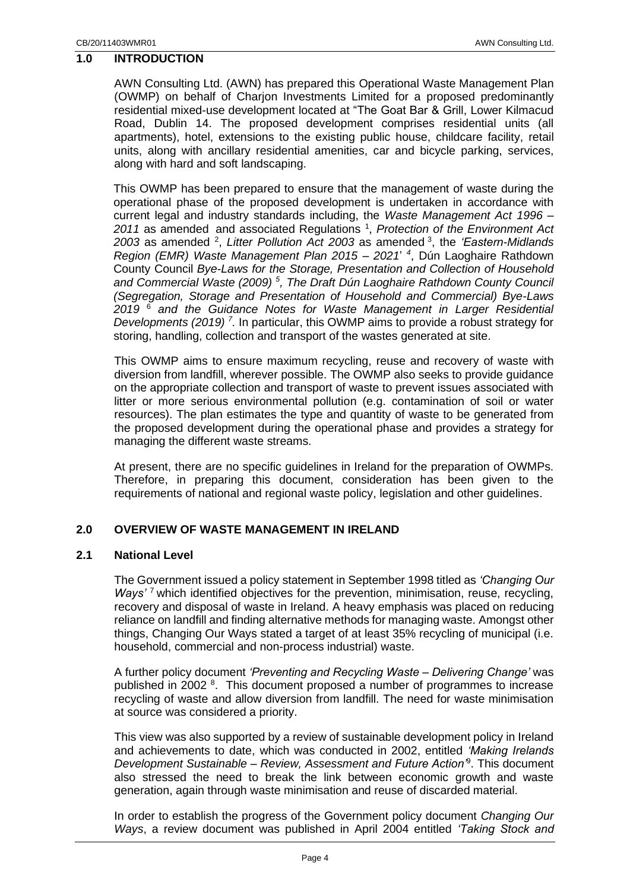## 1.0 INTRODUCTION

AWN Consulting Ltd. (AWN) has prepared this Operational Waste Management Plan (OWMP) on behalf of Charjon Investments Limited for a proposed predominantly residential mixed-use development located at "The Goat Bar & Grill, Lower Kilmacud Road, Dublin 14. The proposed development comprises residential units (all apartments), hotel, extensions to the existing public house, childcare facility, retail units, along with ancillary residential amenities, car and bicycle parking, services, along with hard and soft landscaping.

This OWMP has been prepared to ensure that the management of waste during the operational phase of the proposed development is undertaken in accordance with current legal and industry standards including, the *Waste Management Act 1996 – 2011* as amended and associated Regulations [1], *Protection of the Environment Act 2003* as amended [2], *Litter Pollution Act 2003* as amended [3], the *'Eastern-Midlands Region (EMR) Waste Management Plan 2015 – 2021'* [4], Dún Laoghaire Rathdown County Council *Bye-Laws for the Storage, Presentation and Collection of Household and Commercial Waste (2009)* [5], *The Draft Dún Laoghaire Rathdown County Council (Segregation, Storage and Presentation of Household and Commercial) Bye-Laws 2019* [6] *and the Guidance Notes for Waste Management in Larger Residential Developments (2019)* [7]. In particular, this OWMP aims to provide a robust strategy for storing, handling, collection and transport of the wastes generated at site.

This OWMP aims to ensure maximum recycling, reuse and recovery of waste with diversion from landfill, wherever possible. The OWMP also seeks to provide guidance on the appropriate collection and transport of waste to prevent issues associated with litter or more serious environmental pollution (e.g. contamination of soil or water resources). The plan estimates the type and quantity of waste to be generated from the proposed development during the operational phase and provides a strategy for managing the different waste streams.

At present, there are no specific guidelines in Ireland for the preparation of OWMPs. Therefore, in preparing this document, consideration has been given to the requirements of national and regional waste policy, legislation and other guidelines.

## 2.0 OVERVIEW OF WASTE MANAGEMENT IN IRELAND

### 2.1 National Level

The Government issued a policy statement in September 1998 titled as *'Changing Our Ways'* [7] which identified objectives for the prevention, minimisation, reuse, recycling, recovery and disposal of waste in Ireland. A heavy emphasis was placed on reducing reliance on landfill and finding alternative methods for managing waste. Amongst other things, Changing Our Ways stated a target of at least 35% recycling of municipal (i.e. household, commercial and non-process industrial) waste.

A further policy document *'Preventing and Recycling Waste – Delivering Change'* was published in 2002 [8]. This document proposed a number of programmes to increase recycling of waste and allow diversion from landfill. The need for waste minimisation at source was considered a priority.

This view was also supported by a review of sustainable development policy in Ireland and achievements to date, which was conducted in 2002, entitled *'Making Irelands Development Sustainable – Review, Assessment and Future Action'*[9]. This document also stressed the need to break the link between economic growth and waste generation, again through waste minimisation and reuse of discarded material.

In order to establish the progress of the Government policy document *Changing Our Ways*, a review document was published in April 2004 entitled *'Taking Stock and*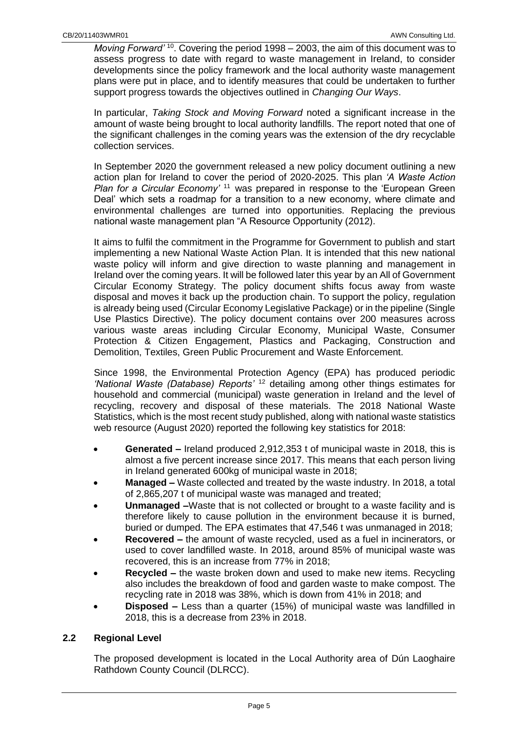*Moving Forward'* [10]. Covering the period 1998 – 2003, the aim of this document was to assess progress to date with regard to waste management in Ireland, to consider developments since the policy framework and the local authority waste management plans were put in place, and to identify measures that could be undertaken to further support progress towards the objectives outlined in *Changing Our Ways*.

In particular, *Taking Stock and Moving Forward* noted a significant increase in the amount of waste being brought to local authority landfills. The report noted that one of the significant challenges in the coming years was the extension of the dry recyclable collection services.

In September 2020 the government released a new policy document outlining a new action plan for Ireland to cover the period of 2020-2025. This plan *'A Waste Action Plan for a Circular Economy'* [11] was prepared in response to the 'European Green Deal' which sets a roadmap for a transition to a new economy, where climate and environmental challenges are turned into opportunities. Replacing the previous national waste management plan "A Resource Opportunity (2012).

It aims to fulfil the commitment in the Programme for Government to publish and start implementing a new National Waste Action Plan. It is intended that this new national waste policy will inform and give direction to waste planning and management in Ireland over the coming years. It will be followed later this year by an All of Government Circular Economy Strategy. The policy document shifts focus away from waste disposal and moves it back up the production chain. To support the policy, regulation is already being used (Circular Economy Legislative Package) or in the pipeline (Single Use Plastics Directive). The policy document contains over 200 measures across various waste areas including Circular Economy, Municipal Waste, Consumer Protection & Citizen Engagement, Plastics and Packaging, Construction and Demolition, Textiles, Green Public Procurement and Waste Enforcement.

Since 1998, the Environmental Protection Agency (EPA) has produced periodic *'National Waste (Database) Reports'* [12] detailing among other things estimates for household and commercial (municipal) waste generation in Ireland and the level of recycling, recovery and disposal of these materials. The 2018 National Waste Statistics, which is the most recent study published, along with national waste statistics web resource (August 2020) reported the following key statistics for 2018:

- **Generated –** Ireland produced 2,912,353 t of municipal waste in 2018, this is almost a five percent increase since 2017. This means that each person living in Ireland generated 600kg of municipal waste in 2018;
- **Managed –** Waste collected and treated by the waste industry. In 2018, a total of 2,865,207 t of municipal waste was managed and treated;
- **Unmanaged –**Waste that is not collected or brought to a waste facility and is therefore likely to cause pollution in the environment because it is burned, buried or dumped. The EPA estimates that 47,546 t was unmanaged in 2018;
- **Recovered –** the amount of waste recycled, used as a fuel in incinerators, or used to cover landfilled waste. In 2018, around 85% of municipal waste was recovered, this is an increase from 77% in 2018;
- **Recycled –** the waste broken down and used to make new items. Recycling also includes the breakdown of food and garden waste to make compost. The recycling rate in 2018 was 38%, which is down from 41% in 2018; and
- **Disposed –** Less than a quarter (15%) of municipal waste was landfilled in 2018, this is a decrease from 23% in 2018.

## 2.2 Regional Level

The proposed development is located in the Local Authority area of Dún Laoghaire Rathdown County Council (DLRCC).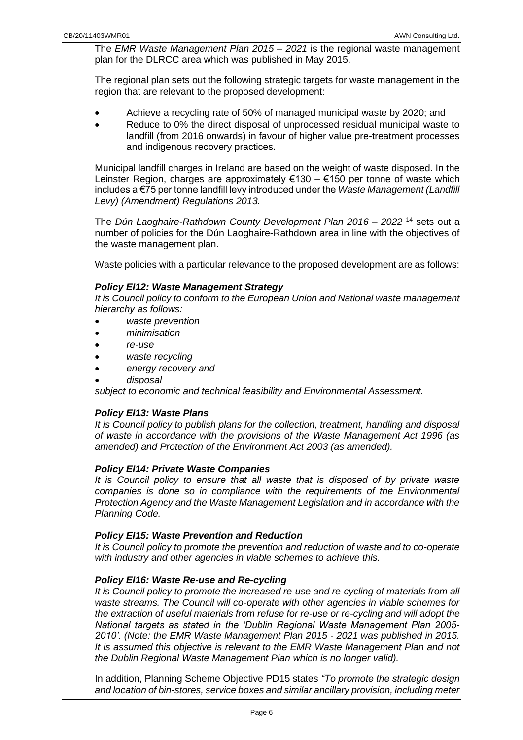The *EMR Waste Management Plan 2015 – 2021* is the regional waste management plan for the DLRCC area which was published in May 2015.

The regional plan sets out the following strategic targets for waste management in the region that are relevant to the proposed development:

- Achieve a recycling rate of 50% of managed municipal waste by 2020; and
- Reduce to 0% the direct disposal of unprocessed residual municipal waste to landfill (from 2016 onwards) in favour of higher value pre-treatment processes and indigenous recovery practices.

Municipal landfill charges in Ireland are based on the weight of waste disposed. In the Leinster Region, charges are approximately €130 – €150 per tonne of waste which includes a €75 per tonne landfill levy introduced under the *Waste Management (Landfill Levy) (Amendment) Regulations 2013.*

The *Dún Laoghaire-Rathdown County Development Plan 2016 – 2022* [14] sets out a number of policies for the Dún Laoghaire-Rathdown area in line with the objectives of the waste management plan.

Waste policies with a particular relevance to the proposed development are as follows:

***Policy EI12: Waste Management Strategy***

*It is Council policy to conform to the European Union and National waste management hierarchy as follows:*

- *waste prevention*
- *minimisation*
- *re-use*
- *waste recycling*
- *energy recovery and*
- *disposal*

*subject to economic and technical feasibility and Environmental Assessment.*

***Policy EI13: Waste Plans***

*It is Council policy to publish plans for the collection, treatment, handling and disposal of waste in accordance with the provisions of the Waste Management Act 1996 (as amended) and Protection of the Environment Act 2003 (as amended).*

***Policy EI14: Private Waste Companies***

*It is Council policy to ensure that all waste that is disposed of by private waste companies is done so in compliance with the requirements of the Environmental Protection Agency and the Waste Management Legislation and in accordance with the Planning Code.*

***Policy EI15: Waste Prevention and Reduction***

*It is Council policy to promote the prevention and reduction of waste and to co-operate with industry and other agencies in viable schemes to achieve this.*

***Policy EI16: Waste Re-use and Re-cycling***

*It is Council policy to promote the increased re-use and re-cycling of materials from all waste streams. The Council will co-operate with other agencies in viable schemes for the extraction of useful materials from refuse for re-use or re-cycling and will adopt the National targets as stated in the 'Dublin Regional Waste Management Plan 2005-2010'. (Note: the EMR Waste Management Plan 2015 - 2021 was published in 2015. It is assumed this objective is relevant to the EMR Waste Management Plan and not the Dublin Regional Waste Management Plan which is no longer valid).*

In addition, Planning Scheme Objective PD15 states *"To promote the strategic design and location of bin-stores, service boxes and similar ancillary provision, including meter*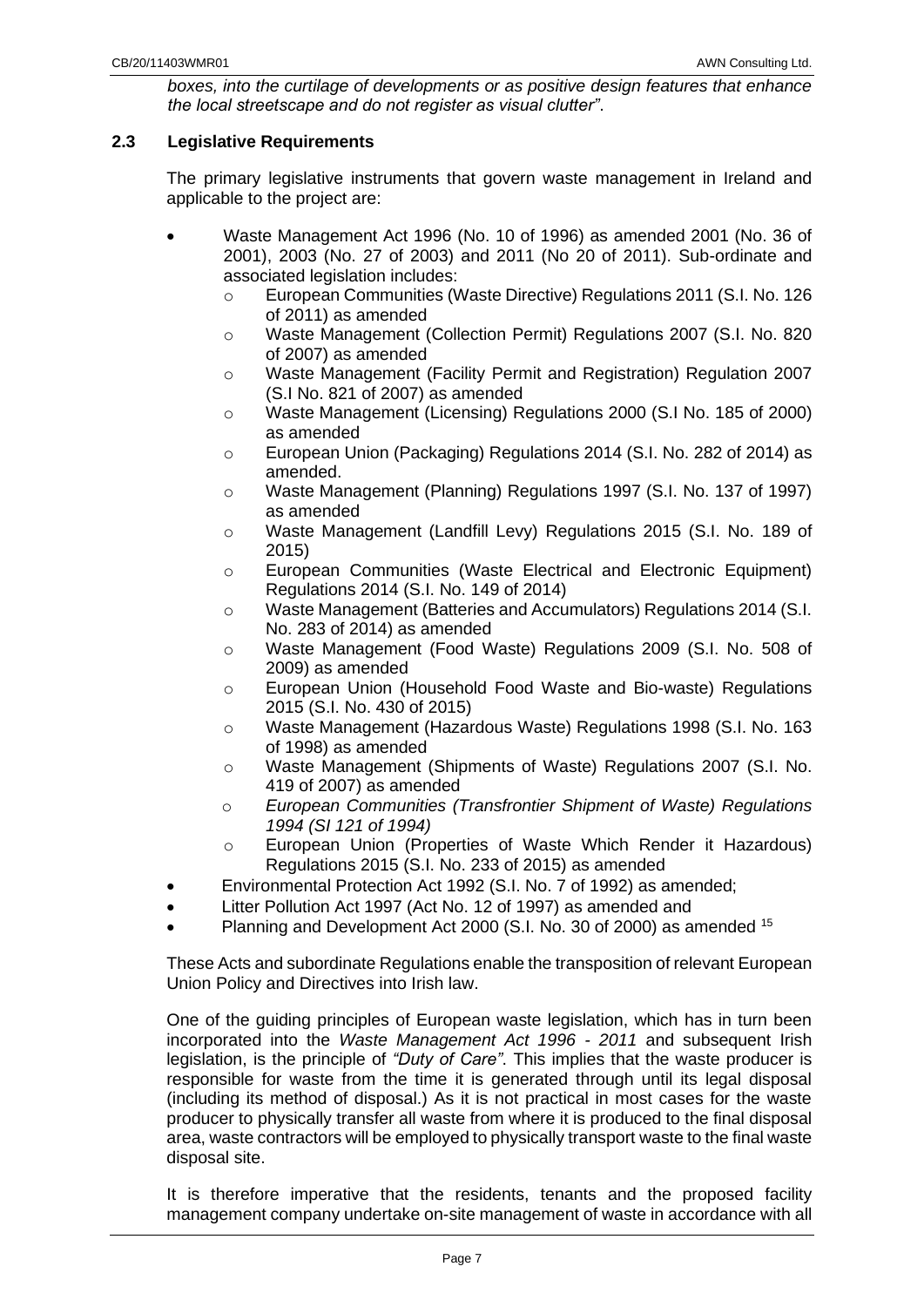*boxes, into the curtilage of developments or as positive design features that enhance the local streetscape and do not register as visual clutter"*.

### 2.3 Legislative Requirements

The primary legislative instruments that govern waste management in Ireland and applicable to the project are:

- Waste Management Act 1996 (No. 10 of 1996) as amended 2001 (No. 36 of 2001), 2003 (No. 27 of 2003) and 2011 (No 20 of 2011). Sub-ordinate and associated legislation includes:
  - European Communities (Waste Directive) Regulations 2011 (S.I. No. 126 of 2011) as amended
  - Waste Management (Collection Permit) Regulations 2007 (S.I. No. 820 of 2007) as amended
  - Waste Management (Facility Permit and Registration) Regulation 2007 (S.I No. 821 of 2007) as amended
  - Waste Management (Licensing) Regulations 2000 (S.I No. 185 of 2000) as amended
  - European Union (Packaging) Regulations 2014 (S.I. No. 282 of 2014) as amended.
  - Waste Management (Planning) Regulations 1997 (S.I. No. 137 of 1997) as amended
  - Waste Management (Landfill Levy) Regulations 2015 (S.I. No. 189 of 2015)
  - European Communities (Waste Electrical and Electronic Equipment) Regulations 2014 (S.I. No. 149 of 2014)
  - Waste Management (Batteries and Accumulators) Regulations 2014 (S.I. No. 283 of 2014) as amended
  - Waste Management (Food Waste) Regulations 2009 (S.I. No. 508 of 2009) as amended
  - European Union (Household Food Waste and Bio-waste) Regulations 2015 (S.I. No. 430 of 2015)
  - Waste Management (Hazardous Waste) Regulations 1998 (S.I. No. 163 of 1998) as amended
  - Waste Management (Shipments of Waste) Regulations 2007 (S.I. No. 419 of 2007) as amended
  - *European Communities (Transfrontier Shipment of Waste) Regulations 1994 (SI 121 of 1994)*
  - European Union (Properties of Waste Which Render it Hazardous) Regulations 2015 (S.I. No. 233 of 2015) as amended
- Environmental Protection Act 1992 (S.I. No. 7 of 1992) as amended;
- Litter Pollution Act 1997 (Act No. 12 of 1997) as amended and
- Planning and Development Act 2000 (S.I. No. 30 of 2000) as amended [15]

These Acts and subordinate Regulations enable the transposition of relevant European Union Policy and Directives into Irish law.

One of the guiding principles of European waste legislation, which has in turn been incorporated into the *Waste Management Act 1996 - 2011* and subsequent Irish legislation, is the principle of *"Duty of Care"*. This implies that the waste producer is responsible for waste from the time it is generated through until its legal disposal (including its method of disposal.) As it is not practical in most cases for the waste producer to physically transfer all waste from where it is produced to the final disposal area, waste contractors will be employed to physically transport waste to the final waste disposal site.

It is therefore imperative that the residents, tenants and the proposed facility management company undertake on-site management of waste in accordance with all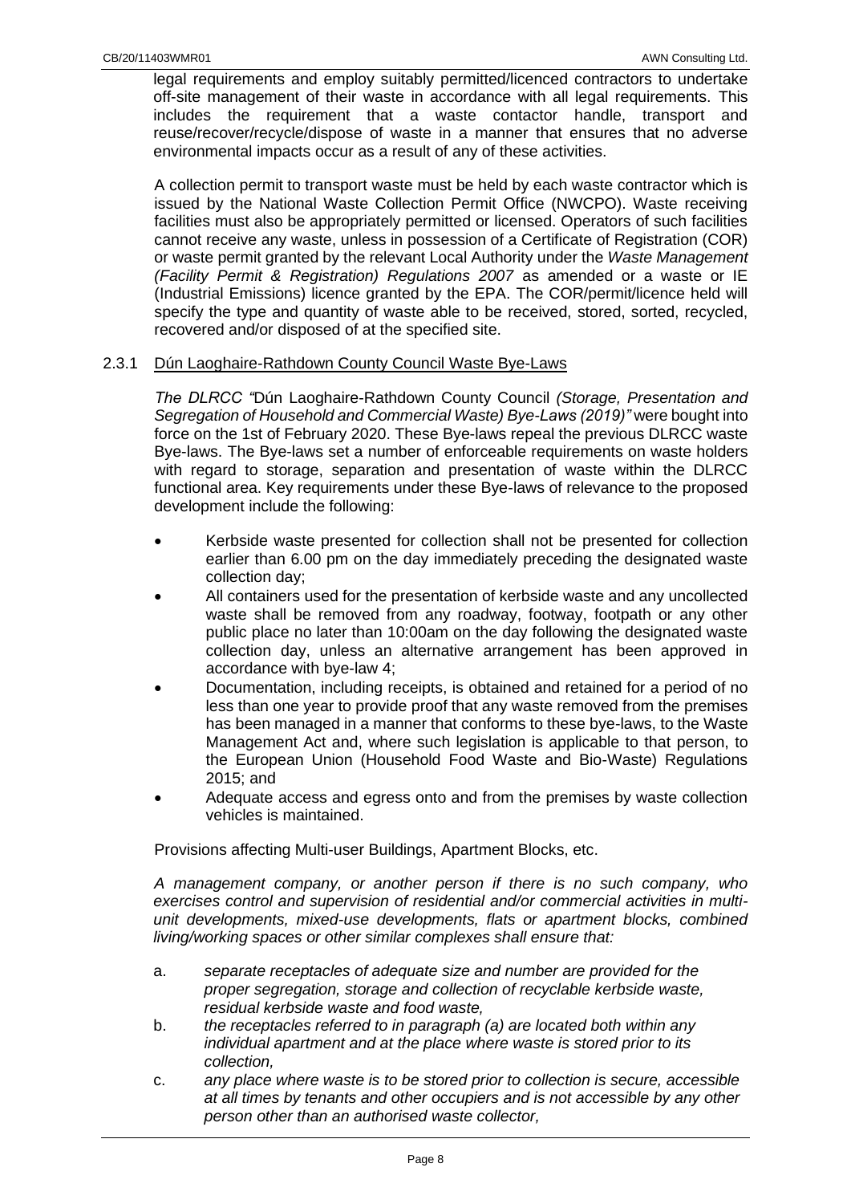legal requirements and employ suitably permitted/licenced contractors to undertake off-site management of their waste in accordance with all legal requirements. This includes the requirement that a waste contactor handle, transport and reuse/recover/recycle/dispose of waste in a manner that ensures that no adverse environmental impacts occur as a result of any of these activities.

A collection permit to transport waste must be held by each waste contractor which is issued by the National Waste Collection Permit Office (NWCPO). Waste receiving facilities must also be appropriately permitted or licensed. Operators of such facilities cannot receive any waste, unless in possession of a Certificate of Registration (COR) or waste permit granted by the relevant Local Authority under the *Waste Management (Facility Permit & Registration) Regulations 2007* as amended or a waste or IE (Industrial Emissions) licence granted by the EPA. The COR/permit/licence held will specify the type and quantity of waste able to be received, stored, sorted, recycled, recovered and/or disposed of at the specified site.

### 2.3.1 Dún Laoghaire-Rathdown County Council Waste Bye-Laws

*The DLRCC "*Dún Laoghaire-Rathdown County Council *(Storage, Presentation and Segregation of Household and Commercial Waste) Bye-Laws (2019)"* were bought into force on the 1st of February 2020. These Bye-laws repeal the previous DLRCC waste Bye-laws. The Bye-laws set a number of enforceable requirements on waste holders with regard to storage, separation and presentation of waste within the DLRCC functional area. Key requirements under these Bye-laws of relevance to the proposed development include the following:

- Kerbside waste presented for collection shall not be presented for collection earlier than 6.00 pm on the day immediately preceding the designated waste collection day;
- All containers used for the presentation of kerbside waste and any uncollected waste shall be removed from any roadway, footway, footpath or any other public place no later than 10:00am on the day following the designated waste collection day, unless an alternative arrangement has been approved in accordance with bye-law 4;
- Documentation, including receipts, is obtained and retained for a period of no less than one year to provide proof that any waste removed from the premises has been managed in a manner that conforms to these bye-laws, to the Waste Management Act and, where such legislation is applicable to that person, to the European Union (Household Food Waste and Bio-Waste) Regulations 2015; and
- Adequate access and egress onto and from the premises by waste collection vehicles is maintained.

Provisions affecting Multi-user Buildings, Apartment Blocks, etc.

*A management company, or another person if there is no such company, who exercises control and supervision of residential and/or commercial activities in multi-unit developments, mixed-use developments, flats or apartment blocks, combined living/working spaces or other similar complexes shall ensure that:*

a. *separate receptacles of adequate size and number are provided for the proper segregation, storage and collection of recyclable kerbside waste, residual kerbside waste and food waste,*
b. *the receptacles referred to in paragraph (a) are located both within any individual apartment and at the place where waste is stored prior to its collection,*
c. *any place where waste is to be stored prior to collection is secure, accessible at all times by tenants and other occupiers and is not accessible by any other person other than an authorised waste collector,*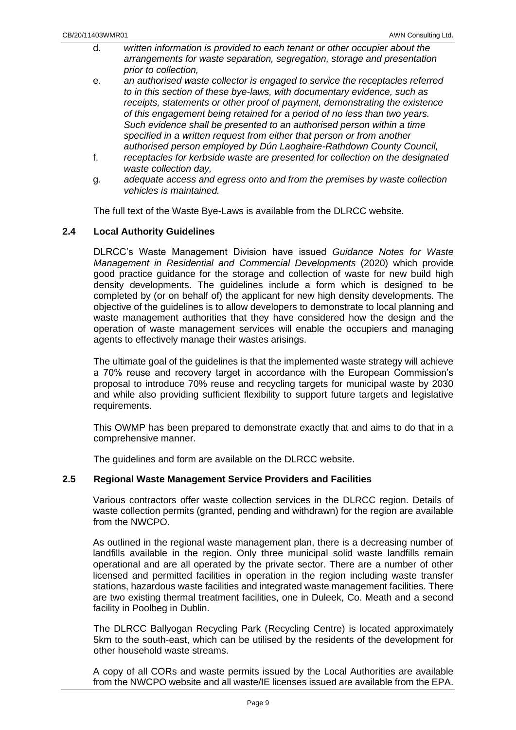d. *written information is provided to each tenant or other occupier about the arrangements for waste separation, segregation, storage and presentation prior to collection,*

e. *an authorised waste collector is engaged to service the receptacles referred to in this section of these bye-laws, with documentary evidence, such as receipts, statements or other proof of payment, demonstrating the existence of this engagement being retained for a period of no less than two years. Such evidence shall be presented to an authorised person within a time specified in a written request from either that person or from another authorised person employed by Dún Laoghaire-Rathdown County Council,*

f. *receptacles for kerbside waste are presented for collection on the designated waste collection day,*

g. *adequate access and egress onto and from the premises by waste collection vehicles is maintained.*

The full text of the Waste Bye-Laws is available from the DLRCC website.

## 2.4 Local Authority Guidelines

DLRCC's Waste Management Division have issued *Guidance Notes for Waste Management in Residential and Commercial Developments* (2020) which provide good practice guidance for the storage and collection of waste for new build high density developments. The guidelines include a form which is designed to be completed by (or on behalf of) the applicant for new high density developments. The objective of the guidelines is to allow developers to demonstrate to local planning and waste management authorities that they have considered how the design and the operation of waste management services will enable the occupiers and managing agents to effectively manage their wastes arisings.

The ultimate goal of the guidelines is that the implemented waste strategy will achieve a 70% reuse and recovery target in accordance with the European Commission's proposal to introduce 70% reuse and recycling targets for municipal waste by 2030 and while also providing sufficient flexibility to support future targets and legislative requirements.

This OWMP has been prepared to demonstrate exactly that and aims to do that in a comprehensive manner.

The guidelines and form are available on the DLRCC website.

## 2.5 Regional Waste Management Service Providers and Facilities

Various contractors offer waste collection services in the DLRCC region. Details of waste collection permits (granted, pending and withdrawn) for the region are available from the NWCPO.

As outlined in the regional waste management plan, there is a decreasing number of landfills available in the region. Only three municipal solid waste landfills remain operational and are all operated by the private sector. There are a number of other licensed and permitted facilities in operation in the region including waste transfer stations, hazardous waste facilities and integrated waste management facilities. There are two existing thermal treatment facilities, one in Duleek, Co. Meath and a second facility in Poolbeg in Dublin.

The DLRCC Ballyogan Recycling Park (Recycling Centre) is located approximately 5km to the south-east, which can be utilised by the residents of the development for other household waste streams.

A copy of all CORs and waste permits issued by the Local Authorities are available from the NWCPO website and all waste/IE licenses issued are available from the EPA.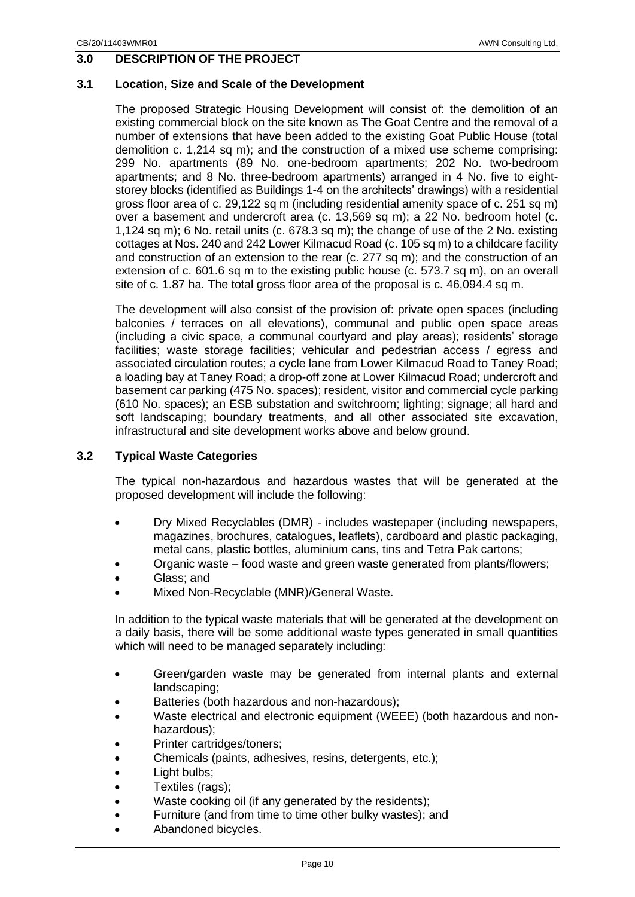## 3.0 DESCRIPTION OF THE PROJECT

### 3.1 Location, Size and Scale of the Development

The proposed Strategic Housing Development will consist of: the demolition of an existing commercial block on the site known as The Goat Centre and the removal of a number of extensions that have been added to the existing Goat Public House (total demolition c. 1,214 sq m); and the construction of a mixed use scheme comprising: 299 No. apartments (89 No. one-bedroom apartments; 202 No. two-bedroom apartments; and 8 No. three-bedroom apartments) arranged in 4 No. five to eight-storey blocks (identified as Buildings 1-4 on the architects' drawings) with a residential gross floor area of c. 29,122 sq m (including residential amenity space of c. 251 sq m) over a basement and undercroft area (c. 13,569 sq m); a 22 No. bedroom hotel (c. 1,124 sq m); 6 No. retail units (c. 678.3 sq m); the change of use of the 2 No. existing cottages at Nos. 240 and 242 Lower Kilmacud Road (c. 105 sq m) to a childcare facility and construction of an extension to the rear (c. 277 sq m); and the construction of an extension of c. 601.6 sq m to the existing public house (c. 573.7 sq m), on an overall site of c. 1.87 ha. The total gross floor area of the proposal is c. 46,094.4 sq m.

The development will also consist of the provision of: private open spaces (including balconies / terraces on all elevations), communal and public open space areas (including a civic space, a communal courtyard and play areas); residents' storage facilities; waste storage facilities; vehicular and pedestrian access / egress and associated circulation routes; a cycle lane from Lower Kilmacud Road to Taney Road; a loading bay at Taney Road; a drop-off zone at Lower Kilmacud Road; undercroft and basement car parking (475 No. spaces); resident, visitor and commercial cycle parking (610 No. spaces); an ESB substation and switchroom; lighting; signage; all hard and soft landscaping; boundary treatments, and all other associated site excavation, infrastructural and site development works above and below ground.

### 3.2 Typical Waste Categories

The typical non-hazardous and hazardous wastes that will be generated at the proposed development will include the following:

- Dry Mixed Recyclables (DMR) - includes wastepaper (including newspapers, magazines, brochures, catalogues, leaflets), cardboard and plastic packaging, metal cans, plastic bottles, aluminium cans, tins and Tetra Pak cartons;
- Organic waste – food waste and green waste generated from plants/flowers;
- Glass; and
- Mixed Non-Recyclable (MNR)/General Waste.

In addition to the typical waste materials that will be generated at the development on a daily basis, there will be some additional waste types generated in small quantities which will need to be managed separately including:

- Green/garden waste may be generated from internal plants and external landscaping;
- Batteries (both hazardous and non-hazardous);
- Waste electrical and electronic equipment (WEEE) (both hazardous and non-hazardous);
- Printer cartridges/toners;
- Chemicals (paints, adhesives, resins, detergents, etc.);
- Light bulbs;
- Textiles (rags);
- Waste cooking oil (if any generated by the residents);
- Furniture (and from time to time other bulky wastes); and
- Abandoned bicycles.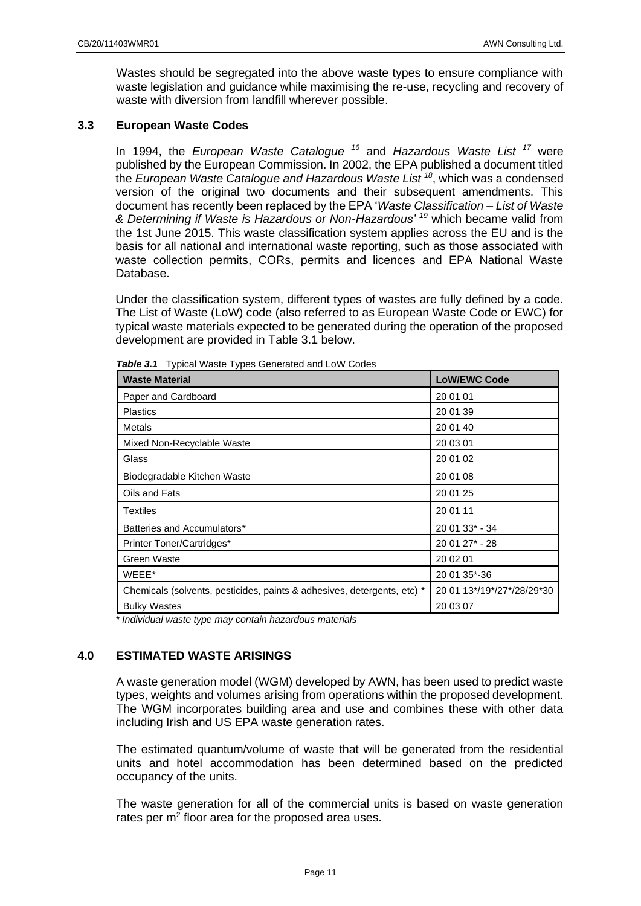Wastes should be segregated into the above waste types to ensure compliance with waste legislation and guidance while maximising the re-use, recycling and recovery of waste with diversion from landfill wherever possible.

### 3.3 European Waste Codes

In 1994, the *European Waste Catalogue* [16] and *Hazardous Waste List* [17] were published by the European Commission. In 2002, the EPA published a document titled the *European Waste Catalogue and Hazardous Waste List* [18], which was a condensed version of the original two documents and their subsequent amendments. This document has recently been replaced by the EPA '*Waste Classification – List of Waste & Determining if Waste is Hazardous or Non-Hazardous'* [19] which became valid from the 1st June 2015. This waste classification system applies across the EU and is the basis for all national and international waste reporting, such as those associated with waste collection permits, CORs, permits and licences and EPA National Waste Database.

Under the classification system, different types of wastes are fully defined by a code. The List of Waste (LoW) code (also referred to as European Waste Code or EWC) for typical waste materials expected to be generated during the operation of the proposed development are provided in Table 3.1 below.

***Table 3.1*** Typical Waste Types Generated and LoW Codes

| Waste Material | LoW/EWC Code |
|---|---|
| Paper and Cardboard | 20 01 01 |
| Plastics | 20 01 39 |
| Metals | 20 01 40 |
| Mixed Non-Recyclable Waste | 20 03 01 |
| Glass | 20 01 02 |
| Biodegradable Kitchen Waste | 20 01 08 |
| Oils and Fats | 20 01 25 |
| Textiles | 20 01 11 |
| Batteries and Accumulators* | 20 01 33* - 34 |
| Printer Toner/Cartridges* | 20 01 27* - 28 |
| Green Waste | 20 02 01 |
| WEEE* | 20 01 35*-36 |
| Chemicals (solvents, pesticides, paints & adhesives, detergents, etc) * | 20 01 13*/19*/27*/28/29*30 |
| Bulky Wastes | 20 03 07 |

*\* Individual waste type may contain hazardous materials*

## 4.0 ESTIMATED WASTE ARISINGS

A waste generation model (WGM) developed by AWN, has been used to predict waste types, weights and volumes arising from operations within the proposed development. The WGM incorporates building area and use and combines these with other data including Irish and US EPA waste generation rates.

The estimated quantum/volume of waste that will be generated from the residential units and hotel accommodation has been determined based on the predicted occupancy of the units.

The waste generation for all of the commercial units is based on waste generation rates per $m^2$ floor area for the proposed area uses.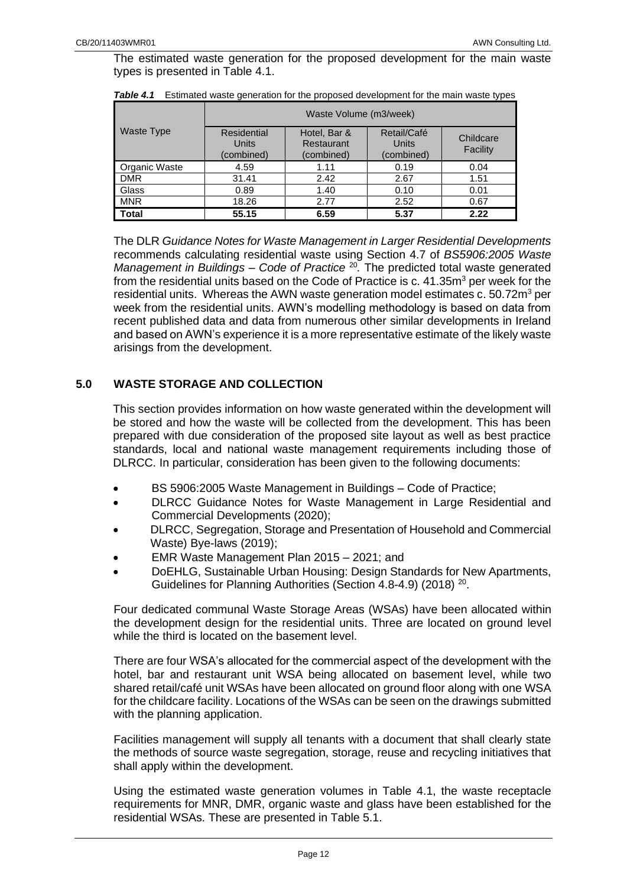The estimated waste generation for the proposed development for the main waste types is presented in Table 4.1.

***Table 4.1*** Estimated waste generation for the proposed development for the main waste types

| Waste Type | Waste Volume (m3/week) | | | |
|---|---|---|---|---|
| | Residential Units (combined) | Hotel, Bar & Restaurant (combined) | Retail/Café Units (combined) | Childcare Facility |
| Organic Waste | 4.59 | 1.11 | 0.19 | 0.04 |
| DMR | 31.41 | 2.42 | 2.67 | 1.51 |
| Glass | 0.89 | 1.40 | 0.10 | 0.01 |
| MNR | 18.26 | 2.77 | 2.52 | 0.67 |
| **Total** | **55.15** | **6.59** | **5.37** | **2.22** |

The DLR *Guidance Notes for Waste Management in Larger Residential Developments* recommends calculating residential waste using Section 4.7 of *BS5906:2005 Waste Management in Buildings – Code of Practice* [20]. The predicted total waste generated from the residential units based on the Code of Practice is c. 41.35m$^3$ per week for the residential units. Whereas the AWN waste generation model estimates c. 50.72m$^3$ per week from the residential units. AWN's modelling methodology is based on data from recent published data and data from numerous other similar developments in Ireland and based on AWN's experience it is a more representative estimate of the likely waste arisings from the development.

## 5.0 WASTE STORAGE AND COLLECTION

This section provides information on how waste generated within the development will be stored and how the waste will be collected from the development. This has been prepared with due consideration of the proposed site layout as well as best practice standards, local and national waste management requirements including those of DLRCC. In particular, consideration has been given to the following documents:

- BS 5906:2005 Waste Management in Buildings – Code of Practice;
- DLRCC Guidance Notes for Waste Management in Large Residential and Commercial Developments (2020);
- DLRCC, Segregation, Storage and Presentation of Household and Commercial Waste) Bye-laws (2019);
- EMR Waste Management Plan 2015 – 2021; and
- DoEHLG, Sustainable Urban Housing: Design Standards for New Apartments, Guidelines for Planning Authorities (Section 4.8-4.9) (2018) [20].

Four dedicated communal Waste Storage Areas (WSAs) have been allocated within the development design for the residential units. Three are located on ground level while the third is located on the basement level.

There are four WSA's allocated for the commercial aspect of the development with the hotel, bar and restaurant unit WSA being allocated on basement level, while two shared retail/café unit WSAs have been allocated on ground floor along with one WSA for the childcare facility. Locations of the WSAs can be seen on the drawings submitted with the planning application.

Facilities management will supply all tenants with a document that shall clearly state the methods of source waste segregation, storage, reuse and recycling initiatives that shall apply within the development.

Using the estimated waste generation volumes in Table 4.1, the waste receptacle requirements for MNR, DMR, organic waste and glass have been established for the residential WSAs. These are presented in Table 5.1.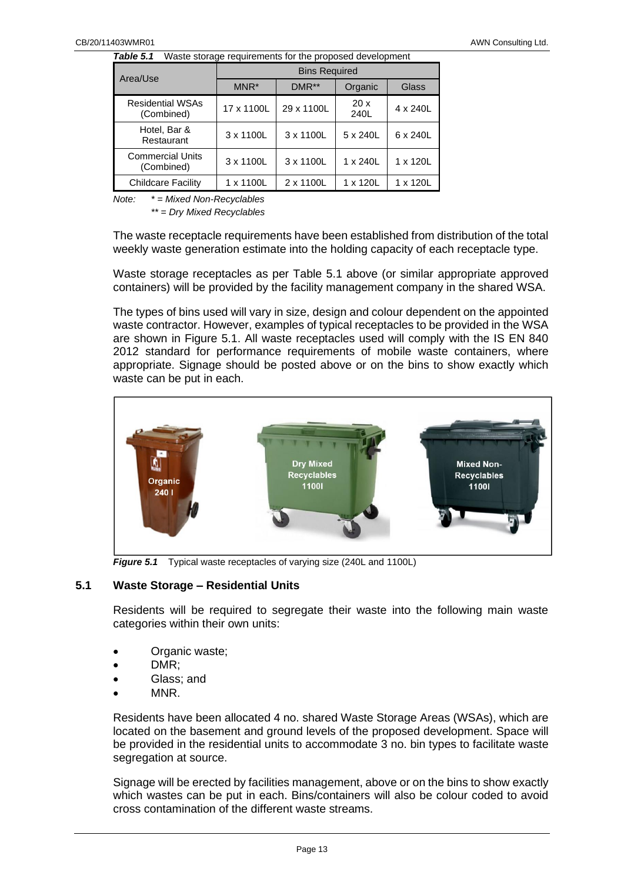***Table 5.1*** Waste storage requirements for the proposed development

| Area/Use | Bins Required | | | |
|---|---|---|---|---|
| | MNR* | DMR** | Organic | Glass |
| Residential WSAs (Combined) | 17 x 1100L | 29 x 1100L | 20 x 240L | 4 x 240L |
| Hotel, Bar & Restaurant | 3 x 1100L | 3 x 1100L | 5 x 240L | 6 x 240L |
| Commercial Units (Combined) | 3 x 1100L | 3 x 1100L | 1 x 240L | 1 x 120L |
| Childcare Facility | 1 x 1100L | 2 x 1100L | 1 x 120L | 1 x 120L |

*Note: * = Mixed Non-Recyclables*
*** = Dry Mixed Recyclables*

The waste receptacle requirements have been established from distribution of the total weekly waste generation estimate into the holding capacity of each receptacle type.

Waste storage receptacles as per Table 5.1 above (or similar appropriate approved containers) will be provided by the facility management company in the shared WSA.

The types of bins used will vary in size, design and colour dependent on the appointed waste contractor. However, examples of typical receptacles to be provided in the WSA are shown in Figure 5.1. All waste receptacles used will comply with the IS EN 840 2012 standard for performance requirements of mobile waste containers, where appropriate. Signage should be posted above or on the bins to show exactly which waste can be put in each.

***Figure 5.1*** Typical waste receptacles of varying size (240L and 1100L)

## 5.1 Waste Storage – Residential Units

Residents will be required to segregate their waste into the following main waste categories within their own units:

- Organic waste;
- DMR;
- Glass; and
- MNR.

Residents have been allocated 4 no. shared Waste Storage Areas (WSAs), which are located on the basement and ground levels of the proposed development. Space will be provided in the residential units to accommodate 3 no. bin types to facilitate waste segregation at source.

Signage will be erected by facilities management, above or on the bins to show exactly which wastes can be put in each. Bins/containers will also be colour coded to avoid cross contamination of the different waste streams.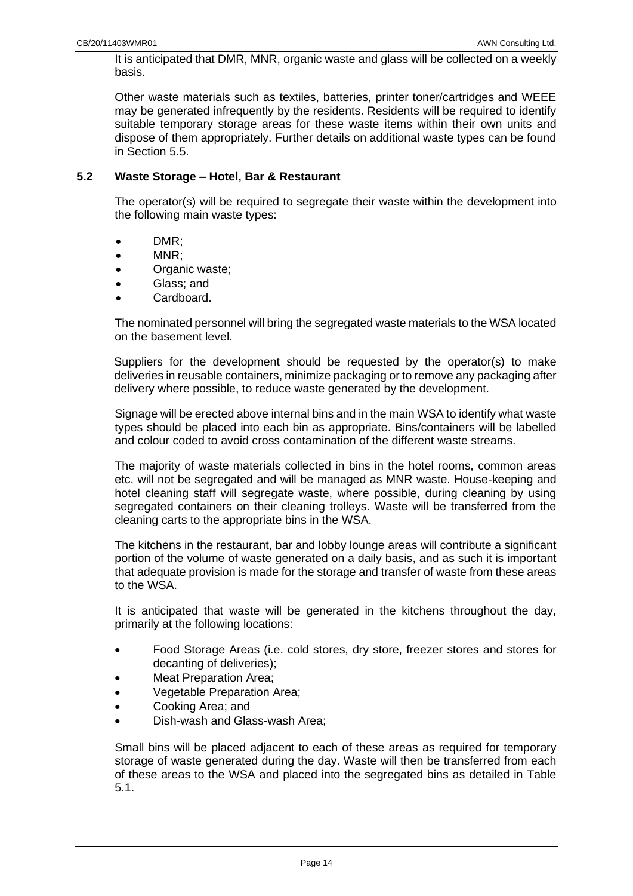It is anticipated that DMR, MNR, organic waste and glass will be collected on a weekly basis.

Other waste materials such as textiles, batteries, printer toner/cartridges and WEEE may be generated infrequently by the residents. Residents will be required to identify suitable temporary storage areas for these waste items within their own units and dispose of them appropriately. Further details on additional waste types can be found in Section 5.5.

## 5.2 Waste Storage – Hotel, Bar & Restaurant

The operator(s) will be required to segregate their waste within the development into the following main waste types:

- DMR;
- MNR;
- Organic waste;
- Glass; and
- Cardboard.

The nominated personnel will bring the segregated waste materials to the WSA located on the basement level.

Suppliers for the development should be requested by the operator(s) to make deliveries in reusable containers, minimize packaging or to remove any packaging after delivery where possible, to reduce waste generated by the development.

Signage will be erected above internal bins and in the main WSA to identify what waste types should be placed into each bin as appropriate. Bins/containers will be labelled and colour coded to avoid cross contamination of the different waste streams.

The majority of waste materials collected in bins in the hotel rooms, common areas etc. will not be segregated and will be managed as MNR waste. House-keeping and hotel cleaning staff will segregate waste, where possible, during cleaning by using segregated containers on their cleaning trolleys. Waste will be transferred from the cleaning carts to the appropriate bins in the WSA.

The kitchens in the restaurant, bar and lobby lounge areas will contribute a significant portion of the volume of waste generated on a daily basis, and as such it is important that adequate provision is made for the storage and transfer of waste from these areas to the WSA.

It is anticipated that waste will be generated in the kitchens throughout the day, primarily at the following locations:

- Food Storage Areas (i.e. cold stores, dry store, freezer stores and stores for decanting of deliveries);
- Meat Preparation Area;
- Vegetable Preparation Area;
- Cooking Area; and
- Dish-wash and Glass-wash Area;

Small bins will be placed adjacent to each of these areas as required for temporary storage of waste generated during the day. Waste will then be transferred from each of these areas to the WSA and placed into the segregated bins as detailed in Table 5.1.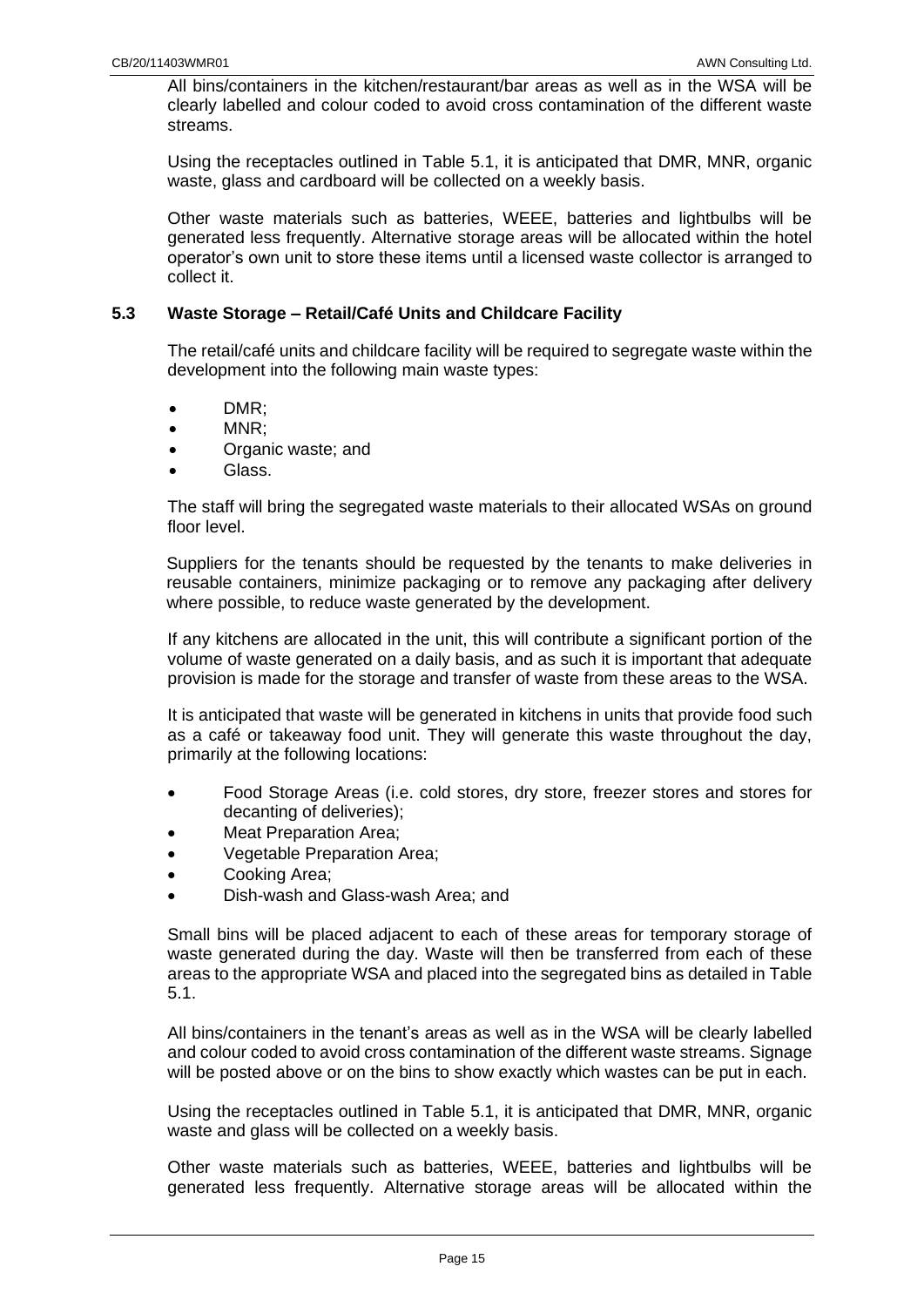All bins/containers in the kitchen/restaurant/bar areas as well as in the WSA will be clearly labelled and colour coded to avoid cross contamination of the different waste streams.

Using the receptacles outlined in Table 5.1, it is anticipated that DMR, MNR, organic waste, glass and cardboard will be collected on a weekly basis.

Other waste materials such as batteries, WEEE, batteries and lightbulbs will be generated less frequently. Alternative storage areas will be allocated within the hotel operator's own unit to store these items until a licensed waste collector is arranged to collect it.

## 5.3 Waste Storage – Retail/Café Units and Childcare Facility

The retail/café units and childcare facility will be required to segregate waste within the development into the following main waste types:

- DMR;
- MNR;
- Organic waste; and
- Glass.

The staff will bring the segregated waste materials to their allocated WSAs on ground floor level.

Suppliers for the tenants should be requested by the tenants to make deliveries in reusable containers, minimize packaging or to remove any packaging after delivery where possible, to reduce waste generated by the development.

If any kitchens are allocated in the unit, this will contribute a significant portion of the volume of waste generated on a daily basis, and as such it is important that adequate provision is made for the storage and transfer of waste from these areas to the WSA.

It is anticipated that waste will be generated in kitchens in units that provide food such as a café or takeaway food unit. They will generate this waste throughout the day, primarily at the following locations:

- Food Storage Areas (i.e. cold stores, dry store, freezer stores and stores for decanting of deliveries);
- Meat Preparation Area;
- Vegetable Preparation Area;
- Cooking Area;
- Dish-wash and Glass-wash Area; and

Small bins will be placed adjacent to each of these areas for temporary storage of waste generated during the day. Waste will then be transferred from each of these areas to the appropriate WSA and placed into the segregated bins as detailed in Table 5.1.

All bins/containers in the tenant's areas as well as in the WSA will be clearly labelled and colour coded to avoid cross contamination of the different waste streams. Signage will be posted above or on the bins to show exactly which wastes can be put in each.

Using the receptacles outlined in Table 5.1, it is anticipated that DMR, MNR, organic waste and glass will be collected on a weekly basis.

Other waste materials such as batteries, WEEE, batteries and lightbulbs will be generated less frequently. Alternative storage areas will be allocated within the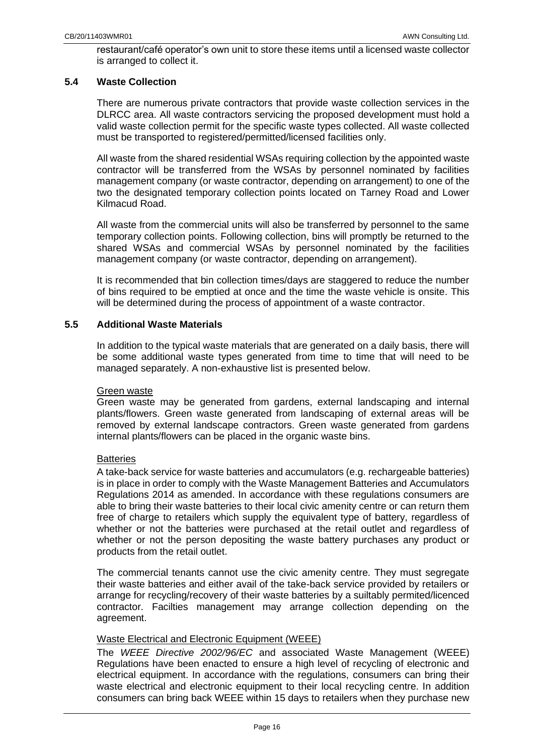restaurant/café operator's own unit to store these items until a licensed waste collector is arranged to collect it.

### 5.4 Waste Collection

There are numerous private contractors that provide waste collection services in the DLRCC area. All waste contractors servicing the proposed development must hold a valid waste collection permit for the specific waste types collected. All waste collected must be transported to registered/permitted/licensed facilities only.

All waste from the shared residential WSAs requiring collection by the appointed waste contractor will be transferred from the WSAs by personnel nominated by facilities management company (or waste contractor, depending on arrangement) to one of the two the designated temporary collection points located on Tarney Road and Lower Kilmacud Road.

All waste from the commercial units will also be transferred by personnel to the same temporary collection points. Following collection, bins will promptly be returned to the shared WSAs and commercial WSAs by personnel nominated by the facilities management company (or waste contractor, depending on arrangement).

It is recommended that bin collection times/days are staggered to reduce the number of bins required to be emptied at once and the time the waste vehicle is onsite. This will be determined during the process of appointment of a waste contractor.

### 5.5 Additional Waste Materials

In addition to the typical waste materials that are generated on a daily basis, there will be some additional waste types generated from time to time that will need to be managed separately. A non-exhaustive list is presented below.

Green waste

Green waste may be generated from gardens, external landscaping and internal plants/flowers. Green waste generated from landscaping of external areas will be removed by external landscape contractors. Green waste generated from gardens internal plants/flowers can be placed in the organic waste bins.

Batteries

A take-back service for waste batteries and accumulators (e.g. rechargeable batteries) is in place in order to comply with the Waste Management Batteries and Accumulators Regulations 2014 as amended. In accordance with these regulations consumers are able to bring their waste batteries to their local civic amenity centre or can return them free of charge to retailers which supply the equivalent type of battery, regardless of whether or not the batteries were purchased at the retail outlet and regardless of whether or not the person depositing the waste battery purchases any product or products from the retail outlet.

The commercial tenants cannot use the civic amenity centre. They must segregate their waste batteries and either avail of the take-back service provided by retailers or arrange for recycling/recovery of their waste batteries by a suiltably permited/licenced contractor. Facilties management may arrange collection depending on the agreement.

Waste Electrical and Electronic Equipment (WEEE)

The *WEEE Directive 2002/96/EC* and associated Waste Management (WEEE) Regulations have been enacted to ensure a high level of recycling of electronic and electrical equipment. In accordance with the regulations, consumers can bring their waste electrical and electronic equipment to their local recycling centre. In addition consumers can bring back WEEE within 15 days to retailers when they purchase new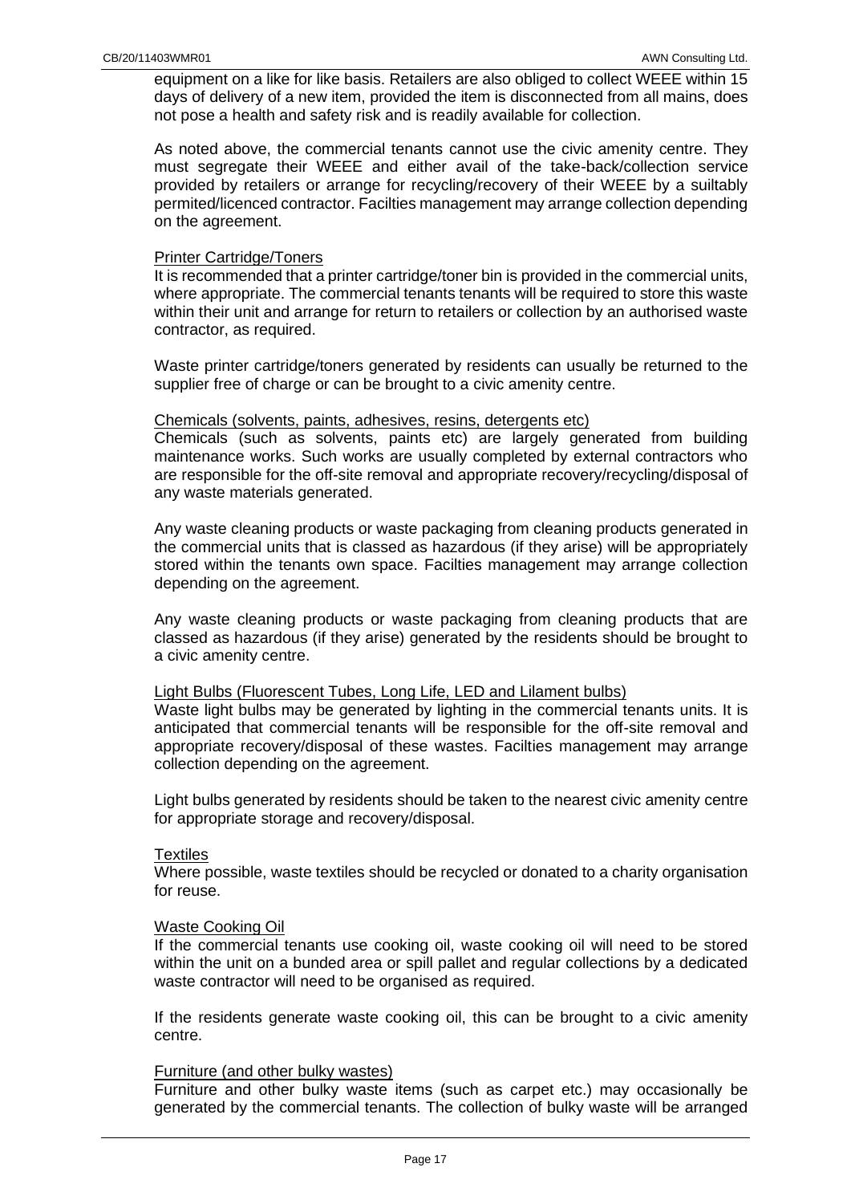equipment on a like for like basis. Retailers are also obliged to collect WEEE within 15 days of delivery of a new item, provided the item is disconnected from all mains, does not pose a health and safety risk and is readily available for collection.

As noted above, the commercial tenants cannot use the civic amenity centre. They must segregate their WEEE and either avail of the take-back/collection service provided by retailers or arrange for recycling/recovery of their WEEE by a suiltably permited/licenced contractor. Facilties management may arrange collection depending on the agreement.

Printer Cartridge/Toners

It is recommended that a printer cartridge/toner bin is provided in the commercial units, where appropriate. The commercial tenants tenants will be required to store this waste within their unit and arrange for return to retailers or collection by an authorised waste contractor, as required.

Waste printer cartridge/toners generated by residents can usually be returned to the supplier free of charge or can be brought to a civic amenity centre.

Chemicals (solvents, paints, adhesives, resins, detergents etc)

Chemicals (such as solvents, paints etc) are largely generated from building maintenance works. Such works are usually completed by external contractors who are responsible for the off-site removal and appropriate recovery/recycling/disposal of any waste materials generated.

Any waste cleaning products or waste packaging from cleaning products generated in the commercial units that is classed as hazardous (if they arise) will be appropriately stored within the tenants own space. Facilties management may arrange collection depending on the agreement.

Any waste cleaning products or waste packaging from cleaning products that are classed as hazardous (if they arise) generated by the residents should be brought to a civic amenity centre.

Light Bulbs (Fluorescent Tubes, Long Life, LED and Lilament bulbs)

Waste light bulbs may be generated by lighting in the commercial tenants units. It is anticipated that commercial tenants will be responsible for the off-site removal and appropriate recovery/disposal of these wastes. Facilties management may arrange collection depending on the agreement.

Light bulbs generated by residents should be taken to the nearest civic amenity centre for appropriate storage and recovery/disposal.

Textiles

Where possible, waste textiles should be recycled or donated to a charity organisation for reuse.

Waste Cooking Oil

If the commercial tenants use cooking oil, waste cooking oil will need to be stored within the unit on a bunded area or spill pallet and regular collections by a dedicated waste contractor will need to be organised as required.

If the residents generate waste cooking oil, this can be brought to a civic amenity centre.

Furniture (and other bulky wastes)

Furniture and other bulky waste items (such as carpet etc.) may occasionally be generated by the commercial tenants. The collection of bulky waste will be arranged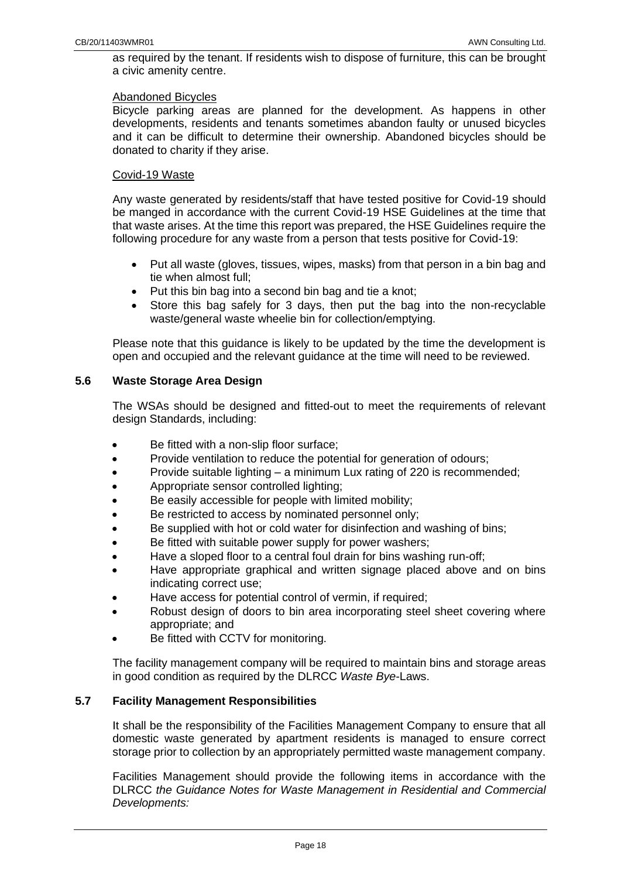as required by the tenant. If residents wish to dispose of furniture, this can be brought a civic amenity centre.

Abandoned Bicycles

Bicycle parking areas are planned for the development. As happens in other developments, residents and tenants sometimes abandon faulty or unused bicycles and it can be difficult to determine their ownership. Abandoned bicycles should be donated to charity if they arise.

Covid-19 Waste

Any waste generated by residents/staff that have tested positive for Covid-19 should be manged in accordance with the current Covid-19 HSE Guidelines at the time that that waste arises. At the time this report was prepared, the HSE Guidelines require the following procedure for any waste from a person that tests positive for Covid-19:

- Put all waste (gloves, tissues, wipes, masks) from that person in a bin bag and tie when almost full;
- Put this bin bag into a second bin bag and tie a knot;
- Store this bag safely for 3 days, then put the bag into the non-recyclable waste/general waste wheelie bin for collection/emptying.

Please note that this guidance is likely to be updated by the time the development is open and occupied and the relevant guidance at the time will need to be reviewed.

### 5.6 Waste Storage Area Design

The WSAs should be designed and fitted-out to meet the requirements of relevant design Standards, including:

- Be fitted with a non-slip floor surface;
- Provide ventilation to reduce the potential for generation of odours;
- Provide suitable lighting – a minimum Lux rating of 220 is recommended;
- Appropriate sensor controlled lighting;
- Be easily accessible for people with limited mobility;
- Be restricted to access by nominated personnel only;
- Be supplied with hot or cold water for disinfection and washing of bins;
- Be fitted with suitable power supply for power washers;
- Have a sloped floor to a central foul drain for bins washing run-off;
- Have appropriate graphical and written signage placed above and on bins indicating correct use;
- Have access for potential control of vermin, if required;
- Robust design of doors to bin area incorporating steel sheet covering where appropriate; and
- Be fitted with CCTV for monitoring.

The facility management company will be required to maintain bins and storage areas in good condition as required by the DLRCC *Waste Bye*-Laws.

### 5.7 Facility Management Responsibilities

It shall be the responsibility of the Facilities Management Company to ensure that all domestic waste generated by apartment residents is managed to ensure correct storage prior to collection by an appropriately permitted waste management company.

Facilities Management should provide the following items in accordance with the DLRCC *the Guidance Notes for Waste Management in Residential and Commercial Developments:*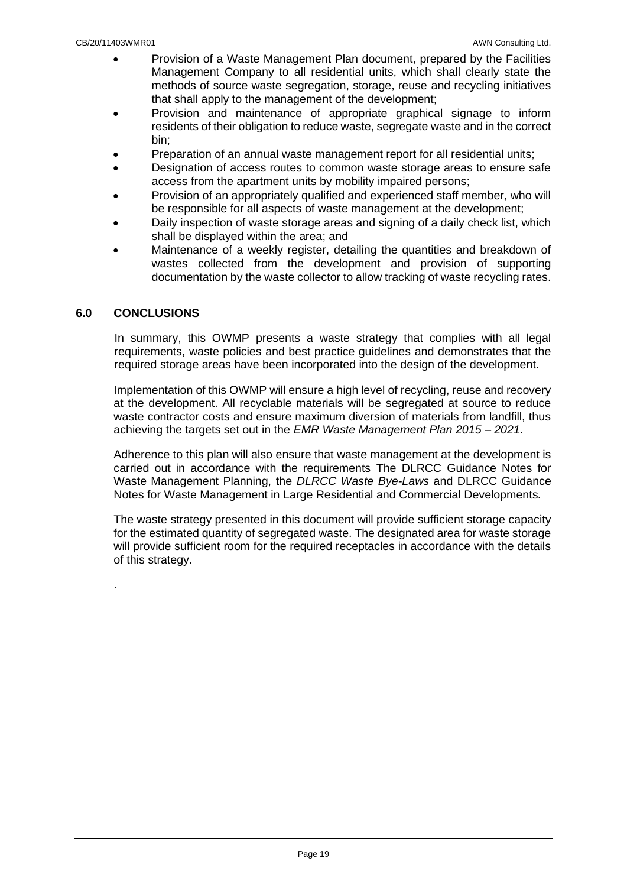- Provision of a Waste Management Plan document, prepared by the Facilities Management Company to all residential units, which shall clearly state the methods of source waste segregation, storage, reuse and recycling initiatives that shall apply to the management of the development;
- Provision and maintenance of appropriate graphical signage to inform residents of their obligation to reduce waste, segregate waste and in the correct bin;
- Preparation of an annual waste management report for all residential units;
- Designation of access routes to common waste storage areas to ensure safe access from the apartment units by mobility impaired persons;
- Provision of an appropriately qualified and experienced staff member, who will be responsible for all aspects of waste management at the development;
- Daily inspection of waste storage areas and signing of a daily check list, which shall be displayed within the area; and
- Maintenance of a weekly register, detailing the quantities and breakdown of wastes collected from the development and provision of supporting documentation by the waste collector to allow tracking of waste recycling rates.

## 6.0 CONCLUSIONS

In summary, this OWMP presents a waste strategy that complies with all legal requirements, waste policies and best practice guidelines and demonstrates that the required storage areas have been incorporated into the design of the development.

Implementation of this OWMP will ensure a high level of recycling, reuse and recovery at the development. All recyclable materials will be segregated at source to reduce waste contractor costs and ensure maximum diversion of materials from landfill, thus achieving the targets set out in the *EMR Waste Management Plan 2015 – 2021*.

Adherence to this plan will also ensure that waste management at the development is carried out in accordance with the requirements The DLRCC Guidance Notes for Waste Management Planning, the *DLRCC Waste Bye-Laws* and DLRCC Guidance Notes for Waste Management in Large Residential and Commercial Developments*.*

The waste strategy presented in this document will provide sufficient storage capacity for the estimated quantity of segregated waste. The designated area for waste storage will provide sufficient room for the required receptacles in accordance with the details of this strategy.

.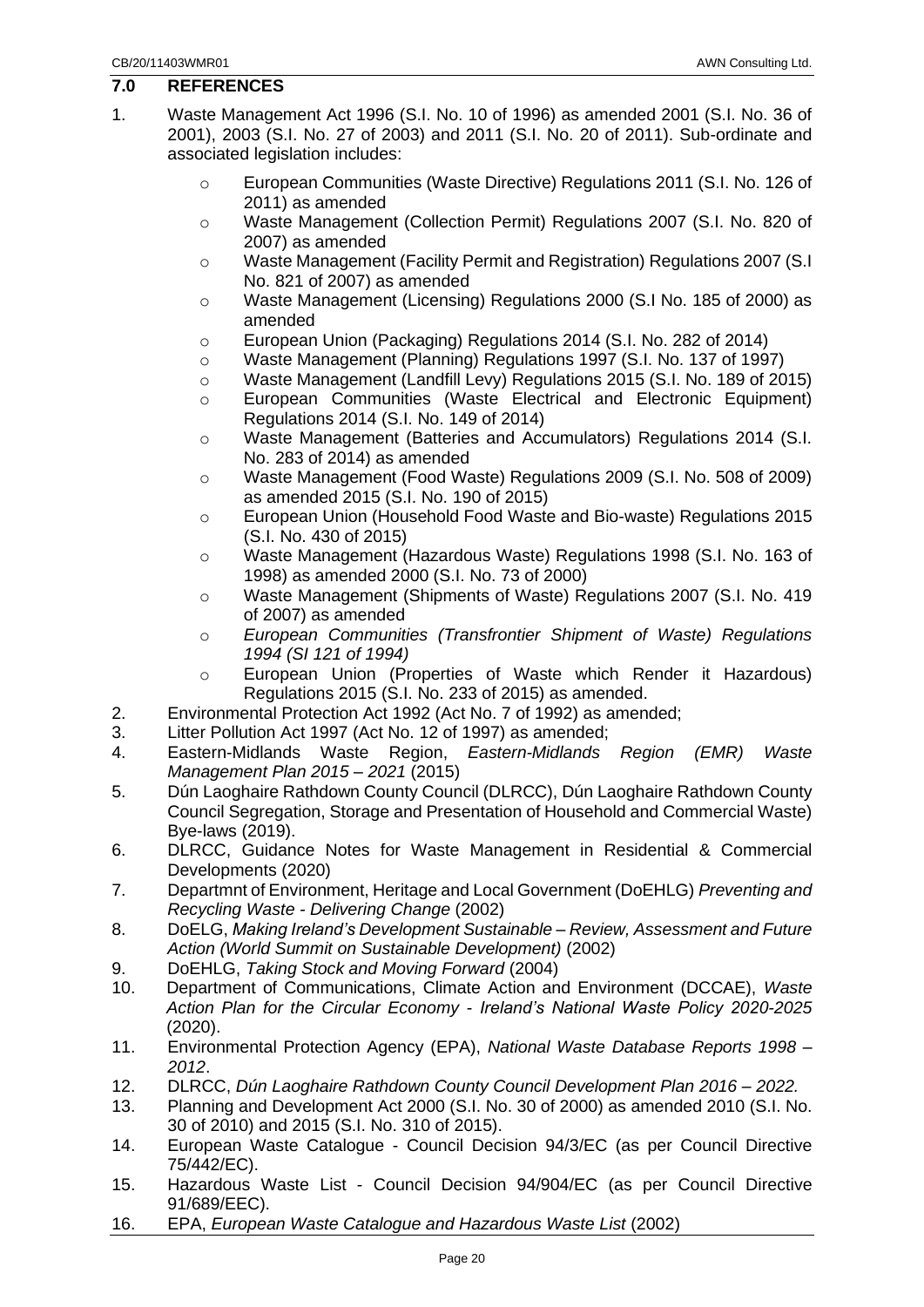## 7.0 REFERENCES

1. Waste Management Act 1996 (S.I. No. 10 of 1996) as amended 2001 (S.I. No. 36 of 2001), 2003 (S.I. No. 27 of 2003) and 2011 (S.I. No. 20 of 2011). Sub-ordinate and associated legislation includes:
    - European Communities (Waste Directive) Regulations 2011 (S.I. No. 126 of 2011) as amended
    - Waste Management (Collection Permit) Regulations 2007 (S.I. No. 820 of 2007) as amended
    - Waste Management (Facility Permit and Registration) Regulations 2007 (S.I No. 821 of 2007) as amended
    - Waste Management (Licensing) Regulations 2000 (S.I No. 185 of 2000) as amended
    - European Union (Packaging) Regulations 2014 (S.I. No. 282 of 2014)
    - Waste Management (Planning) Regulations 1997 (S.I. No. 137 of 1997)
    - Waste Management (Landfill Levy) Regulations 2015 (S.I. No. 189 of 2015)
    - European Communities (Waste Electrical and Electronic Equipment) Regulations 2014 (S.I. No. 149 of 2014)
    - Waste Management (Batteries and Accumulators) Regulations 2014 (S.I. No. 283 of 2014) as amended
    - Waste Management (Food Waste) Regulations 2009 (S.I. No. 508 of 2009) as amended 2015 (S.I. No. 190 of 2015)
    - European Union (Household Food Waste and Bio-waste) Regulations 2015 (S.I. No. 430 of 2015)
    - Waste Management (Hazardous Waste) Regulations 1998 (S.I. No. 163 of 1998) as amended 2000 (S.I. No. 73 of 2000)
    - Waste Management (Shipments of Waste) Regulations 2007 (S.I. No. 419 of 2007) as amended
    - *European Communities (Transfrontier Shipment of Waste) Regulations 1994 (SI 121 of 1994)*
    - European Union (Properties of Waste which Render it Hazardous) Regulations 2015 (S.I. No. 233 of 2015) as amended.
2. Environmental Protection Act 1992 (Act No. 7 of 1992) as amended;
3. Litter Pollution Act 1997 (Act No. 12 of 1997) as amended;
4. Eastern-Midlands Waste Region, *Eastern-Midlands Region (EMR) Waste Management Plan 2015 – 2021* (2015)
5. Dún Laoghaire Rathdown County Council (DLRCC), Dún Laoghaire Rathdown County Council Segregation, Storage and Presentation of Household and Commercial Waste) Bye-laws (2019).
6. DLRCC, Guidance Notes for Waste Management in Residential & Commercial Developments (2020)
7. Departmnt of Environment, Heritage and Local Government (DoEHLG) *Preventing and Recycling Waste - Delivering Change* (2002)
8. DoELG, *Making Ireland's Development Sustainable – Review, Assessment and Future Action (World Summit on Sustainable Development)* (2002)
9. DoEHLG, *Taking Stock and Moving Forward* (2004)
10. Department of Communications, Climate Action and Environment (DCCAE), *Waste Action Plan for the Circular Economy - Ireland's National Waste Policy 2020-2025* (2020).
11. Environmental Protection Agency (EPA), *National Waste Database Reports 1998 – 2012*.
12. DLRCC, *Dún Laoghaire Rathdown County Council Development Plan 2016 – 2022.*
13. Planning and Development Act 2000 (S.I. No. 30 of 2000) as amended 2010 (S.I. No. 30 of 2010) and 2015 (S.I. No. 310 of 2015).
14. European Waste Catalogue - Council Decision 94/3/EC (as per Council Directive 75/442/EC).
15. Hazardous Waste List - Council Decision 94/904/EC (as per Council Directive 91/689/EEC).
16. EPA, *European Waste Catalogue and Hazardous Waste List* (2002)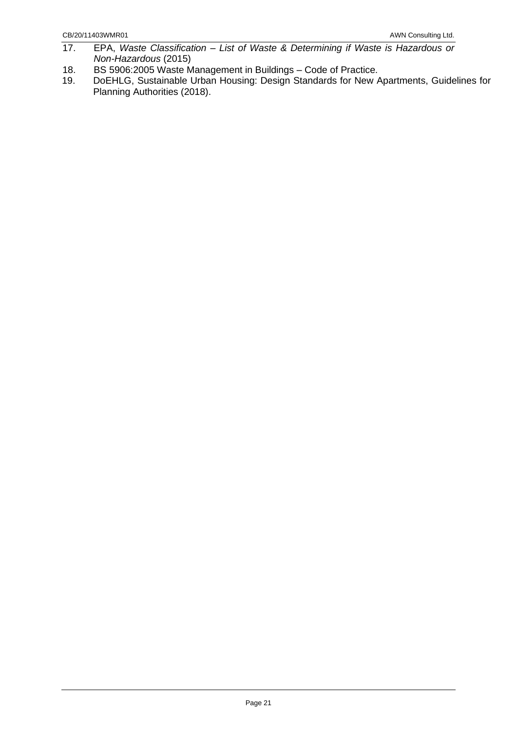17. EPA, *Waste Classification – List of Waste & Determining if Waste is Hazardous or Non-Hazardous* (2015)
18. BS 5906:2005 Waste Management in Buildings – Code of Practice.
19. DoEHLG, Sustainable Urban Housing: Design Standards for New Apartments, Guidelines for Planning Authorities (2018).